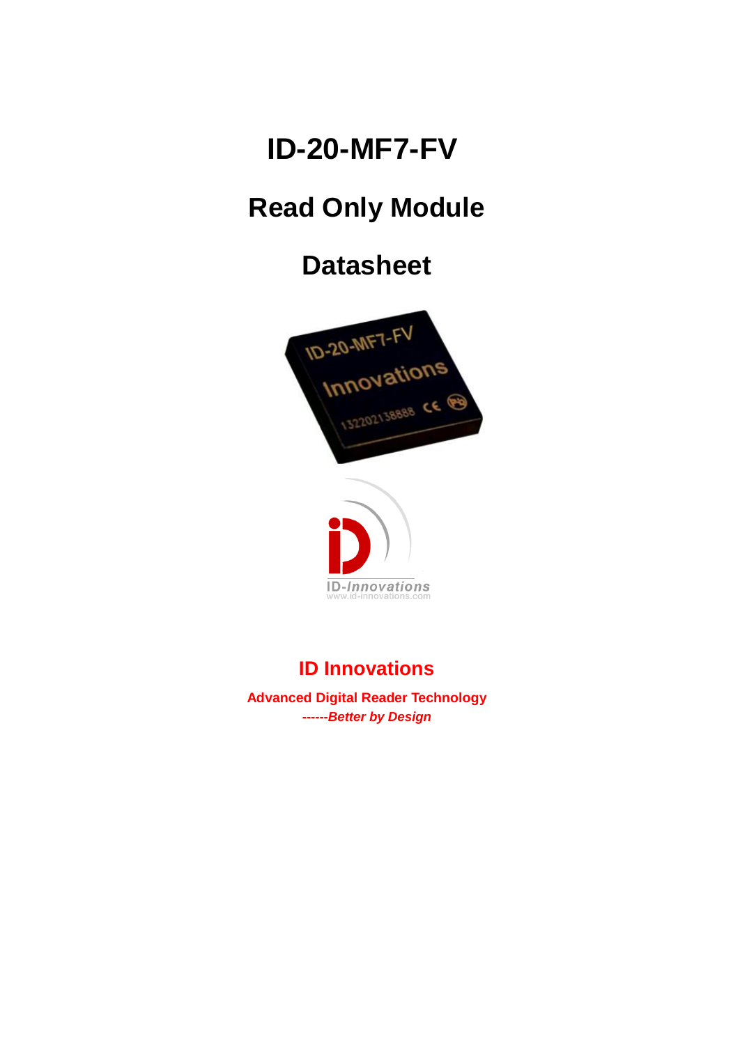# ID-20-MF7-FV

## Read Only Module

## Datasheet

# ID Innovations

**Advanced Digital Reader Technology**

***------Better by Design***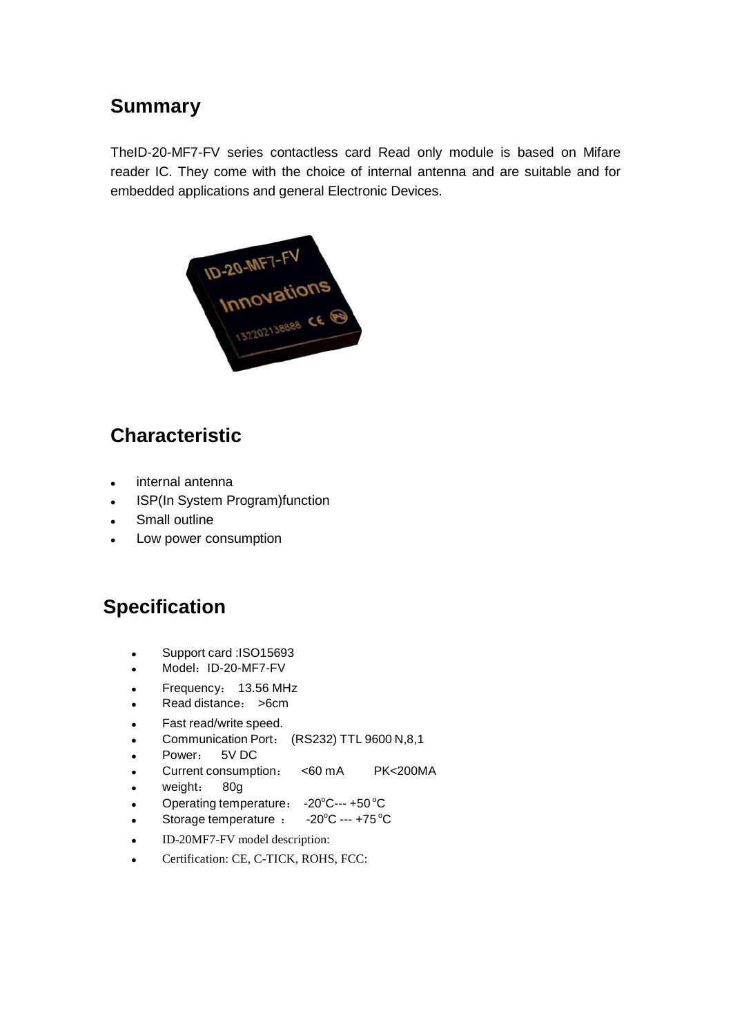## Summary

TheID-20-MF7-FV series contactless card Read only module is based on Mifare reader IC. They come with the choice of internal antenna and are suitable and for embedded applications and general Electronic Devices.

## Characteristic

- internal antenna
- ISP(In System Program)function
- Small outline
- Low power consumption

## Specification

- Support card :ISO15693
- Model：ID-20-MF7-FV
- Frequency： 13.56 MHz
- Read distance： >6cm
- Fast read/write speed.
- Communication Port： (RS232) TTL 9600 N,8,1
- Power： 5V DC
- Current consumption： <60 mA PK<200MA
- weight： 80g
- Operating temperature： -20°C--- +50°C
- Storage temperature ： -20°C --- +75°C
- ID-20MF7-FV model description:
- Certification: CE, C-TICK, ROHS, FCC: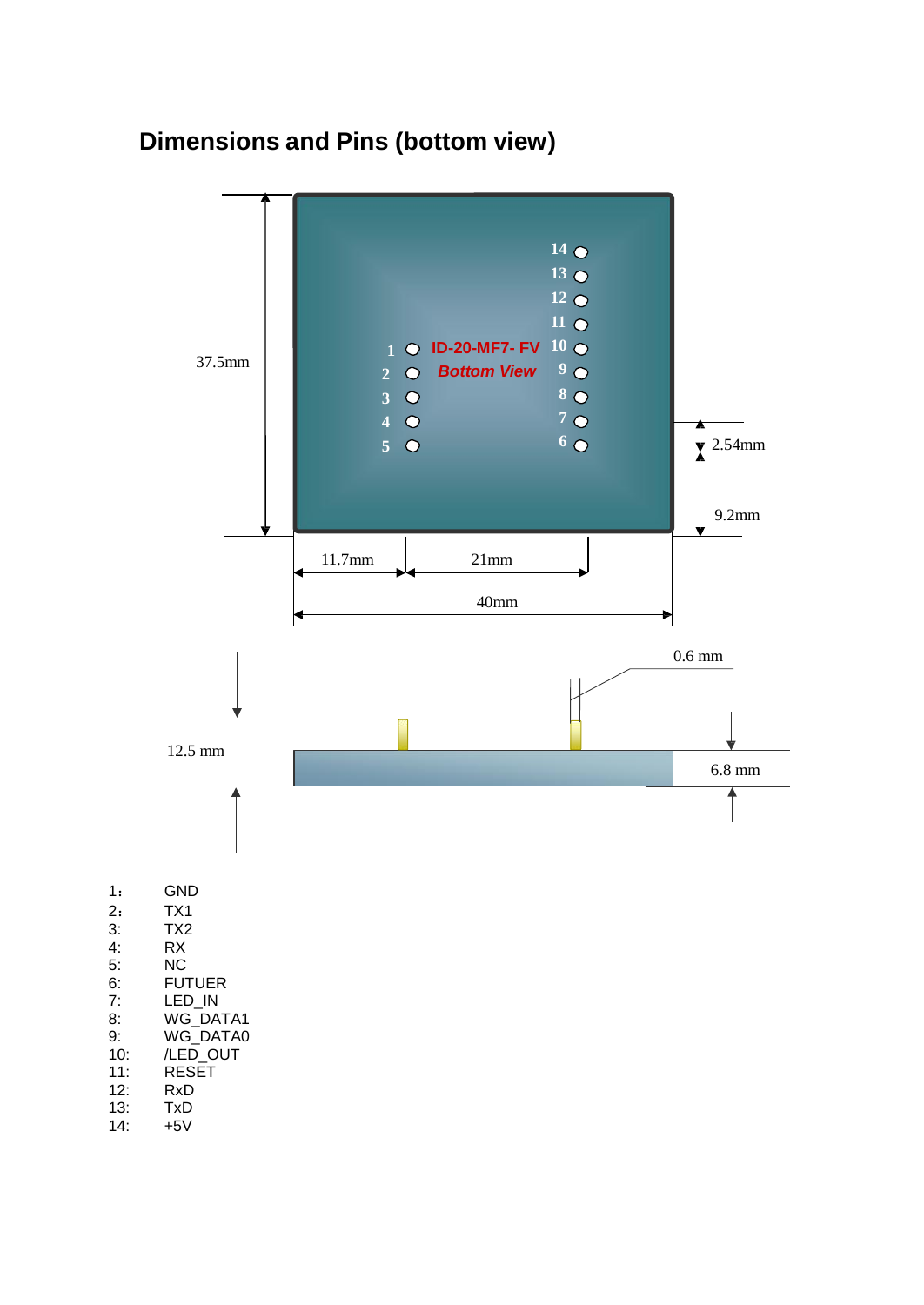## Dimensions and Pins (bottom view)

1: GND
2: TX1
3: TX2
4: RX
5: NC
6: FUTUER
7: LED_IN
8: WG_DATA1
9: WG_DATA0
10: /LED_OUT
11: RESET
12: RxD
13: TxD
14: +5V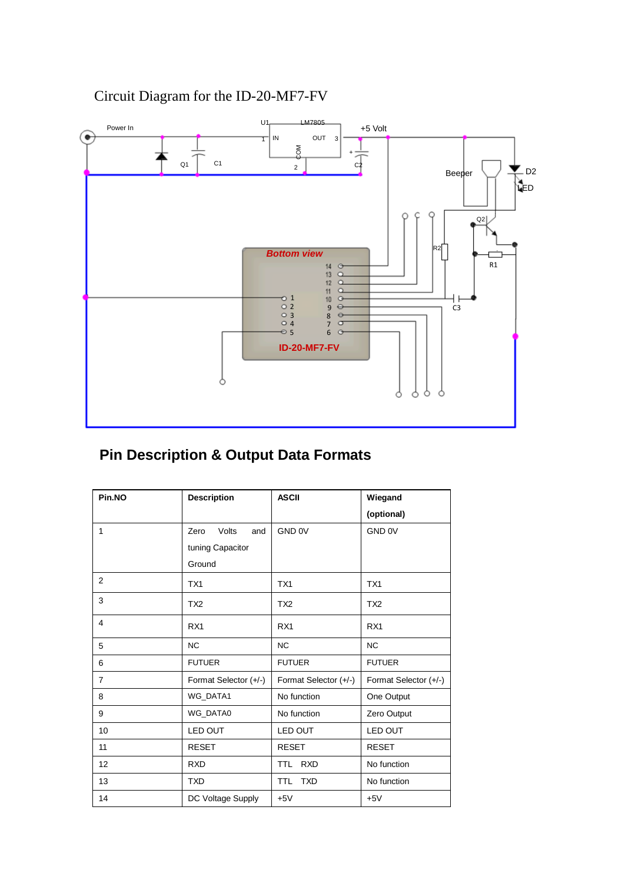# Circuit Diagram for the ID-20-MF7-FV

## Pin Description & Output Data Formats

| Pin.NO | Description | ASCII | Wiegand (optional) |
|---|---|---|---|
| 1 | Zero Volts and tuning Capacitor Ground | GND 0V | GND 0V |
| 2 | TX1 | TX1 | TX1 |
| 3 | TX2 | TX2 | TX2 |
| 4 | RX1 | RX1 | RX1 |
| 5 | NC | NC | NC |
| 6 | FUTUER | FUTUER | FUTUER |
| 7 | Format Selector (+/-) | Format Selector (+/-) | Format Selector (+/-) |
| 8 | WG_DATA1 | No function | One Output |
| 9 | WG_DATA0 | No function | Zero Output |
| 10 | LED OUT | LED OUT | LED OUT |
| 11 | RESET | RESET | RESET |
| 12 | RXD | TTL RXD | No function |
| 13 | TXD | TTL TXD | No function |
| 14 | DC Voltage Supply | +5V | +5V |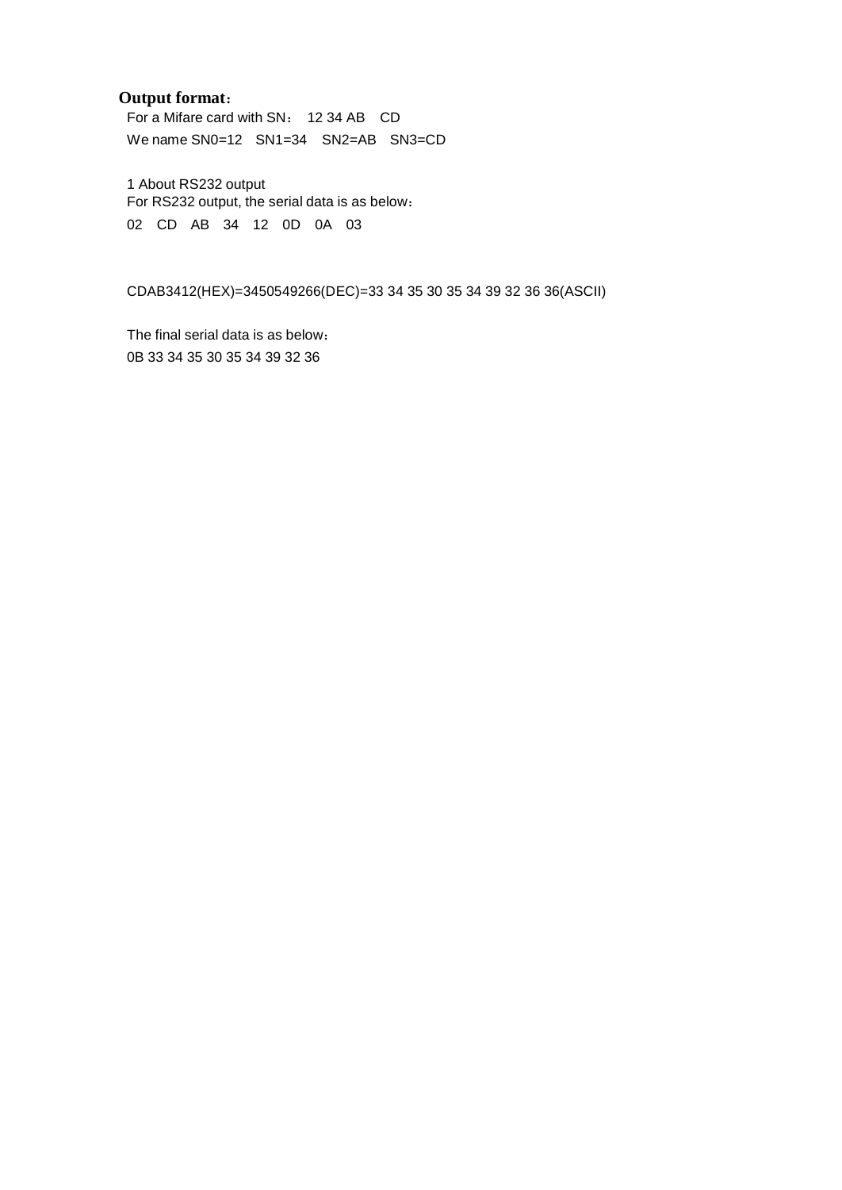**Output format：**

For a Mifare card with SN： 12 34 AB CD

We name SN0=12 SN1=34 SN2=AB SN3=CD

1 About RS232 output

For RS232 output, the serial data is as below：

02 CD AB 34 12 0D 0A 03

CDAB3412(HEX)=3450549266(DEC)=33 34 35 30 35 34 39 32 36 36(ASCII)

The final serial data is as below：

0B 33 34 35 30 35 34 39 32 36